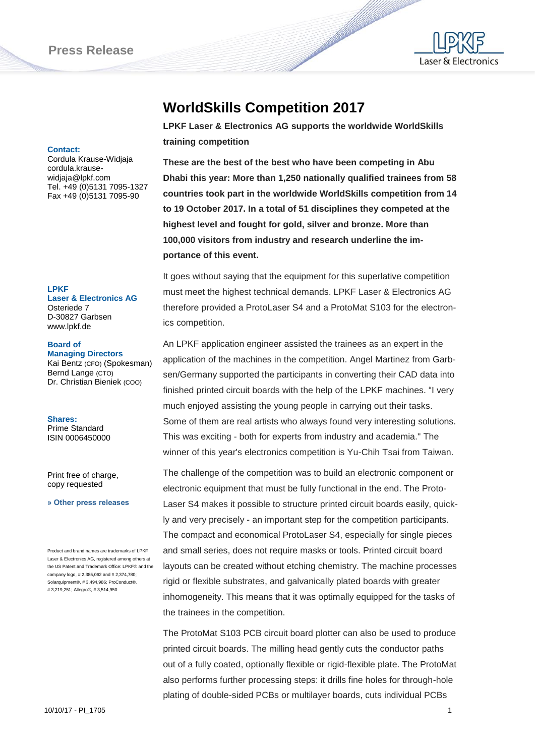Press Release

**Contact:**
Cordula Krause-Widjaja
cordula.krause-widjaja@lpkf.com
Tel. +49 (0)5131 7095-1327
Fax +49 (0)5131 7095-90

**LPKF Laser & Electronics AG**
Osteriede 7
D-30827 Garbsen
www.lpkf.de

**Board of Managing Directors**
Kai Bentz (CFO) (Spokesman)
Bernd Lange (CTO)
Dr. Christian Bieniek (COO)

**Shares:**
Prime Standard
ISIN 0006450000

Print free of charge, copy requested

**» Other press releases**

Product and brand names are trademarks of LPKF Laser & Electronics AG, registered among others at the US Patent and Trademark Office: LPKF® and the company logo, # 2,385,062 and # 2,374,780; Solarquipment®, # 3,494,986; ProConduct®, # 3,219,251; Allegro®, # 3,514,950.

# WorldSkills Competition 2017

**LPKF Laser & Electronics AG supports the worldwide WorldSkills training competition**

**These are the best of the best who have been competing in Abu Dhabi this year: More than 1,250 nationally qualified trainees from 58 countries took part in the worldwide WorldSkills competition from 14 to 19 October 2017. In a total of 51 disciplines they competed at the highest level and fought for gold, silver and bronze. More than 100,000 visitors from industry and research underline the importance of this event.**

It goes without saying that the equipment for this superlative competition must meet the highest technical demands. LPKF Laser & Electronics AG therefore provided a ProtoLaser S4 and a ProtoMat S103 for the electronics competition.

An LPKF application engineer assisted the trainees as an expert in the application of the machines in the competition. Angel Martinez from Garbsen/Germany supported the participants in converting their CAD data into finished printed circuit boards with the help of the LPKF machines. “I very much enjoyed assisting the young people in carrying out their tasks. Some of them are real artists who always found very interesting solutions. This was exciting - both for experts from industry and academia." The winner of this year's electronics competition is Yu-Chih Tsai from Taiwan.

The challenge of the competition was to build an electronic component or electronic equipment that must be fully functional in the end. The ProtoLaser S4 makes it possible to structure printed circuit boards easily, quickly and very precisely - an important step for the competition participants. The compact and economical ProtoLaser S4, especially for single pieces and small series, does not require masks or tools. Printed circuit board layouts can be created without etching chemistry. The machine processes rigid or flexible substrates, and galvanically plated boards with greater inhomogeneity. This means that it was optimally equipped for the tasks of the trainees in the competition.

The ProtoMat S103 PCB circuit board plotter can also be used to produce printed circuit boards. The milling head gently cuts the conductor paths out of a fully coated, optionally flexible or rigid-flexible plate. The ProtoMat also performs further processing steps: it drills fine holes for through-hole plating of double-sided PCBs or multilayer boards, cuts individual PCBs

10/10/17 - PI_1705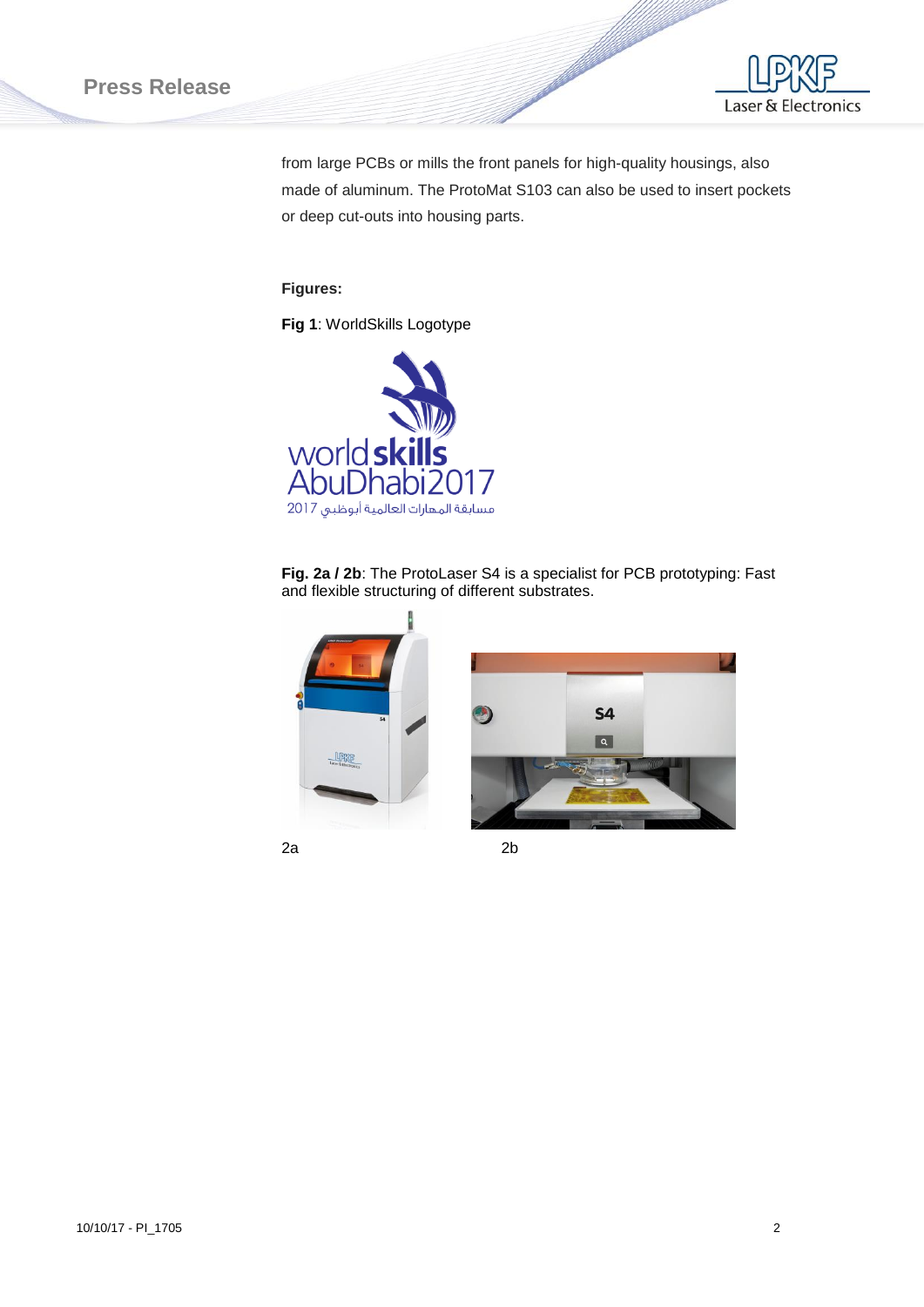from large PCBs or mills the front panels for high-quality housings, also made of aluminum. The ProtoMat S103 can also be used to insert pockets or deep cut-outs into housing parts.

**Figures:**

**Fig 1**: WorldSkills Logotype

**Fig. 2a / 2b**: The ProtoLaser S4 is a specialist for PCB prototyping: Fast and flexible structuring of different substrates.

2a

2b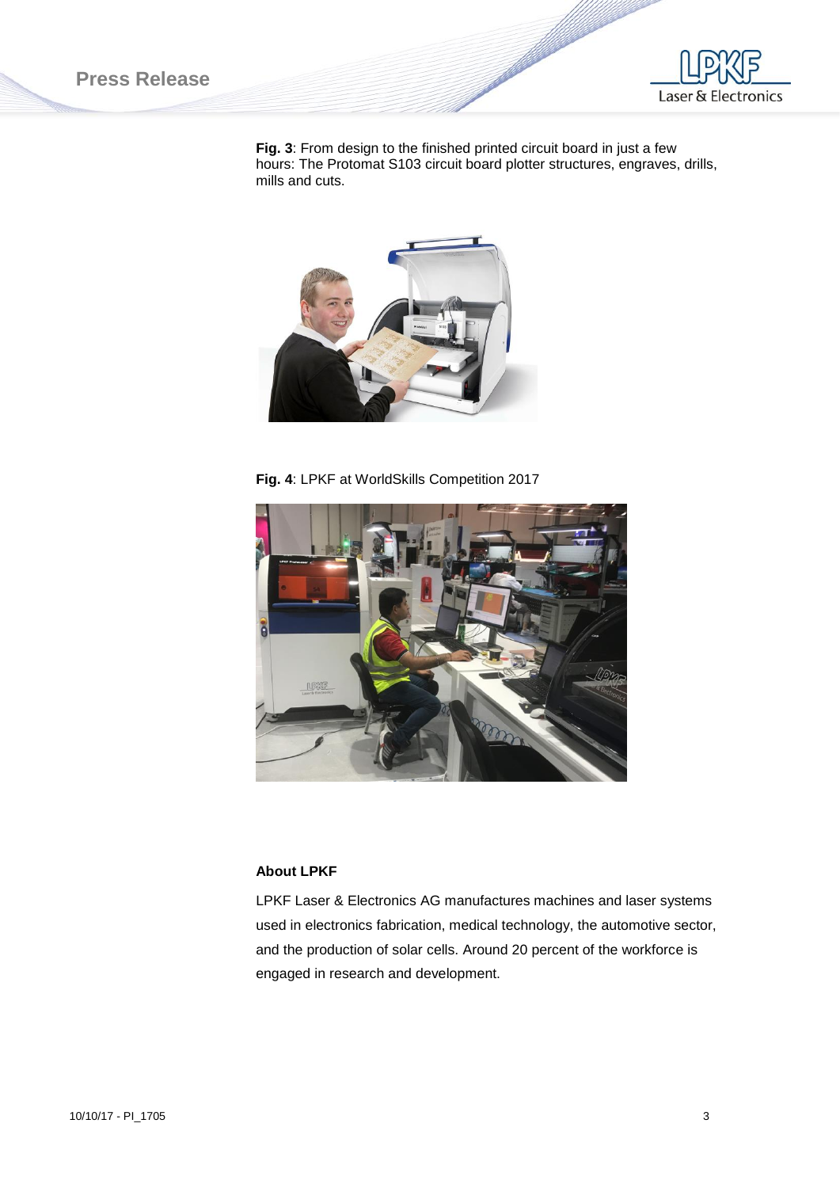**Fig. 3**: From design to the finished printed circuit board in just a few hours: The Protomat S103 circuit board plotter structures, engraves, drills, mills and cuts.

**Fig. 4**: LPKF at WorldSkills Competition 2017

**About LPKF**

LPKF Laser & Electronics AG manufactures machines and laser systems used in electronics fabrication, medical technology, the automotive sector, and the production of solar cells. Around 20 percent of the workforce is engaged in research and development.